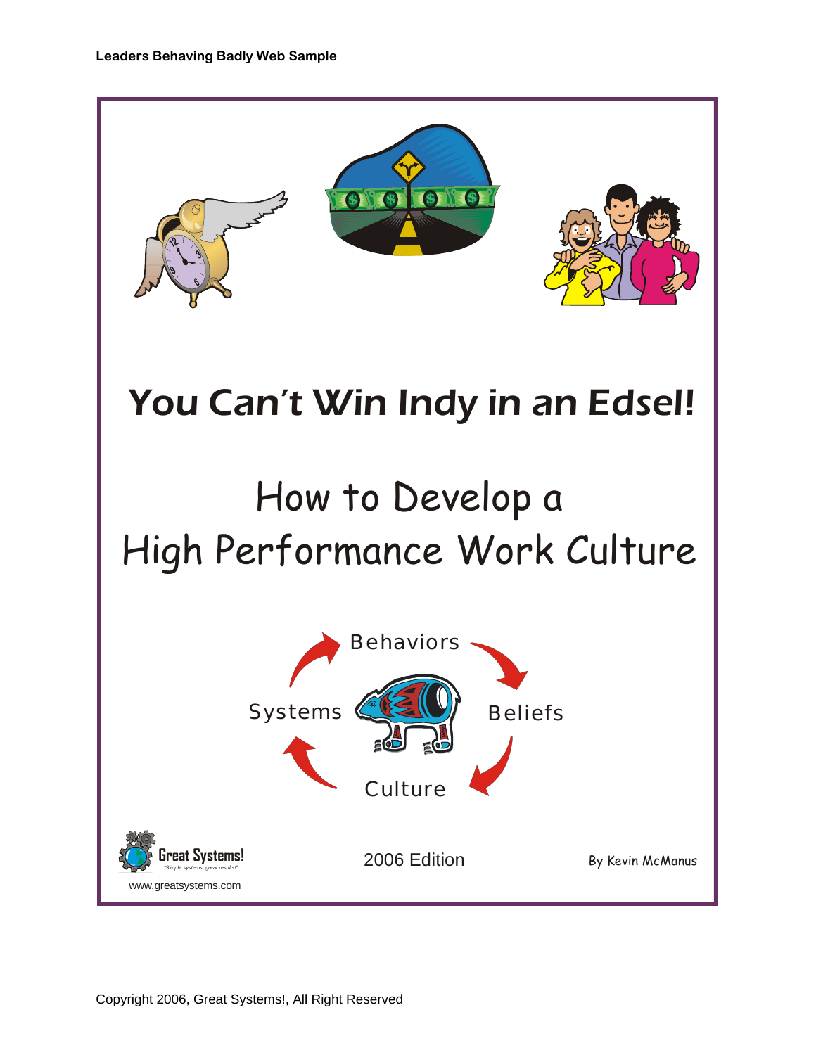# You Can't Win Indy in an Edsel!

## How to Develop a High Performance Work Culture

Behaviors

Beliefs

Culture

Systems

Great Systems!
"Simple systems, great results!"

www.greatsystems.com

2006 Edition

By Kevin McManus

Copyright 2006, Great Systems!, All Right Reserved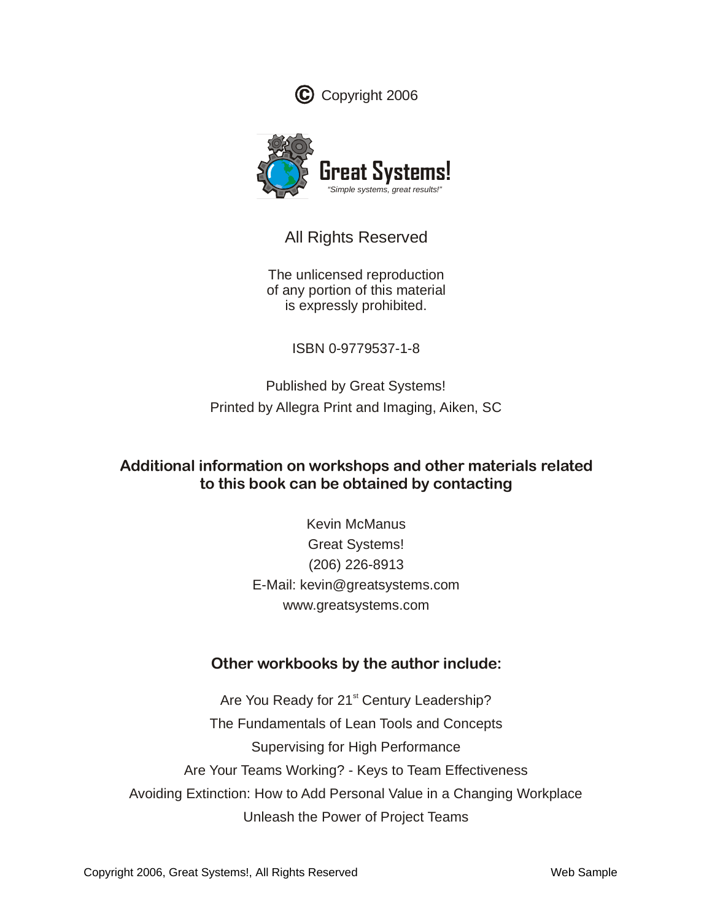© Copyright 2006

Great Systems!

*"Simple systems, great results!"*

All Rights Reserved

The unlicensed reproduction
of any portion of this material
is expressly prohibited.

ISBN 0-9779537-1-8

Published by Great Systems!
Printed by Allegra Print and Imaging, Aiken, SC

**Additional information on workshops and other materials related to this book can be obtained by contacting**

Kevin McManus
Great Systems!
(206) 226-8913
E-Mail: kevin@greatsystems.com
www.greatsystems.com

**Other workbooks by the author include:**

Are You Ready for 21st Century Leadership?
The Fundamentals of Lean Tools and Concepts
Supervising for High Performance
Are Your Teams Working? - Keys to Team Effectiveness
Avoiding Extinction: How to Add Personal Value in a Changing Workplace
Unleash the Power of Project Teams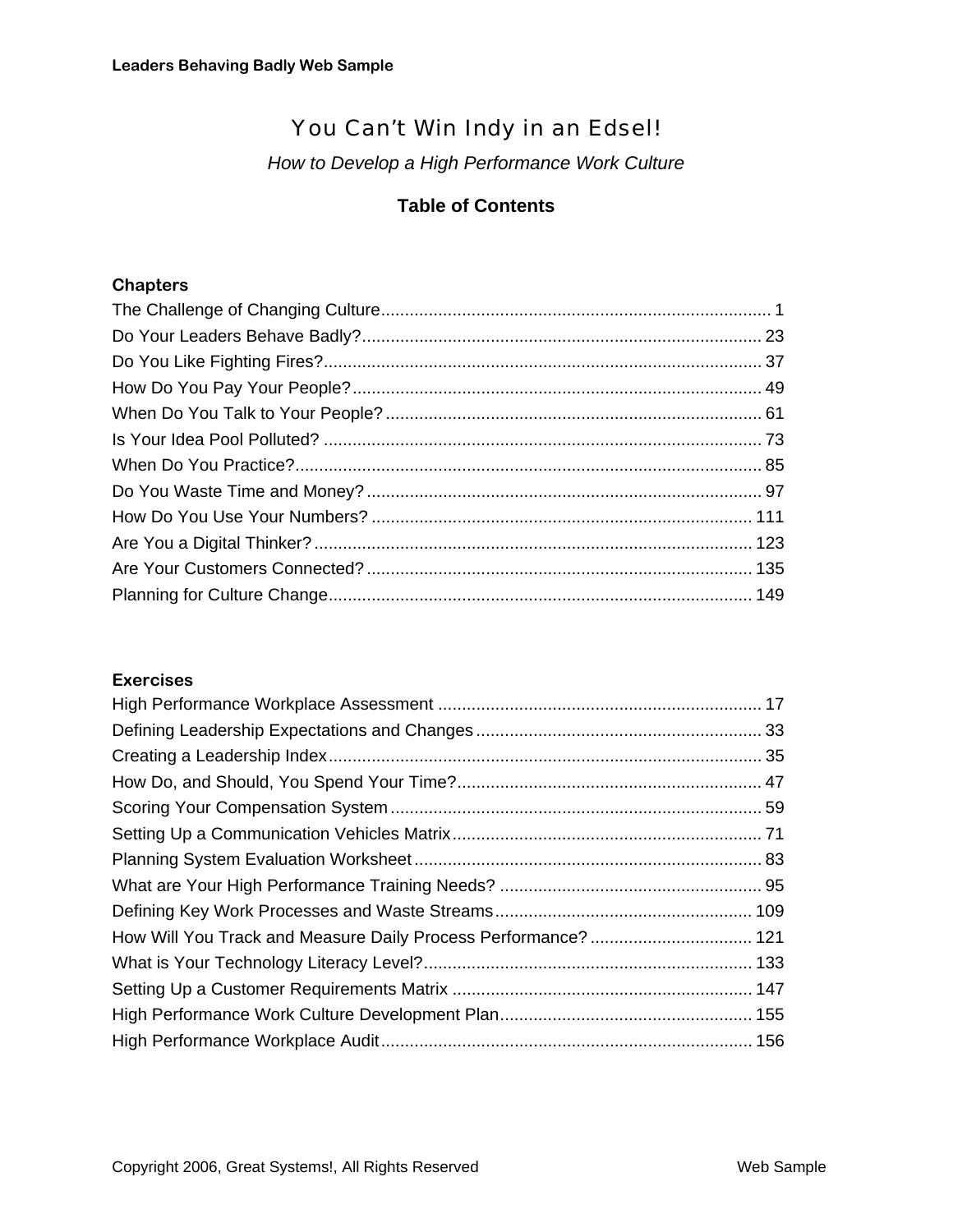# You Can't Win Indy in an Edsel!

*How to Develop a High Performance Work Culture*

## Table of Contents

### Chapters

| | |
|---|---|
| The Challenge of Changing Culture | 1 |
| Do Your Leaders Behave Badly? | 23 |
| Do You Like Fighting Fires? | 37 |
| How Do You Pay Your People? | 49 |
| When Do You Talk to Your People? | 61 |
| Is Your Idea Pool Polluted? | 73 |
| When Do You Practice? | 85 |
| Do You Waste Time and Money? | 97 |
| How Do You Use Your Numbers? | 111 |
| Are You a Digital Thinker? | 123 |
| Are Your Customers Connected? | 135 |
| Planning for Culture Change | 149 |

### Exercises

| | |
|---|---|
| High Performance Workplace Assessment | 17 |
| Defining Leadership Expectations and Changes | 33 |
| Creating a Leadership Index | 35 |
| How Do, and Should, You Spend Your Time? | 47 |
| Scoring Your Compensation System | 59 |
| Setting Up a Communication Vehicles Matrix | 71 |
| Planning System Evaluation Worksheet | 83 |
| What are Your High Performance Training Needs? | 95 |
| Defining Key Work Processes and Waste Streams | 109 |
| How Will You Track and Measure Daily Process Performance? | 121 |
| What is Your Technology Literacy Level? | 133 |
| Setting Up a Customer Requirements Matrix | 147 |
| High Performance Work Culture Development Plan | 155 |
| High Performance Workplace Audit | 156 |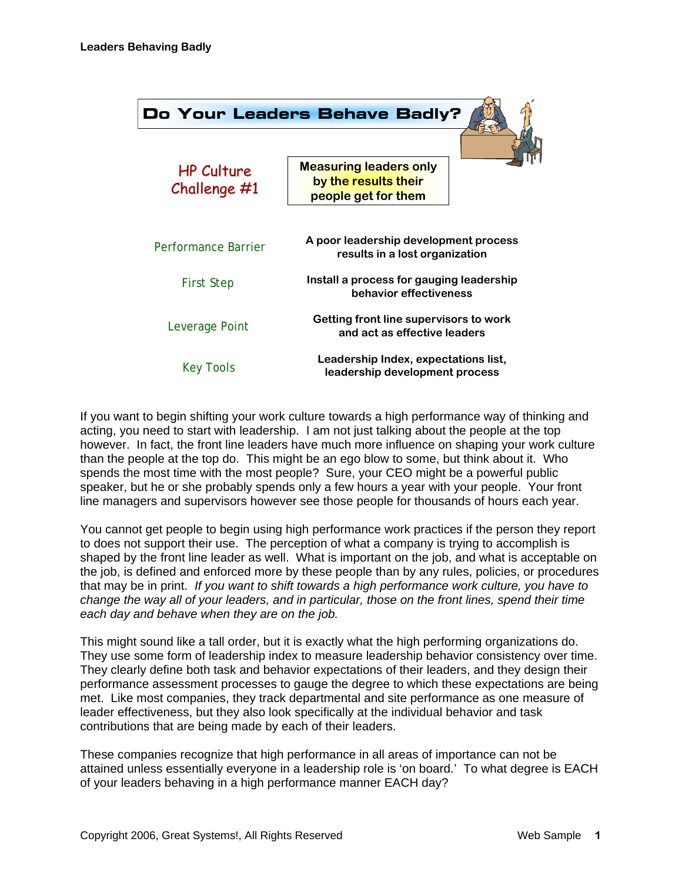# Do Your Leaders Behave Badly?

| HP Culture Challenge #1 | Measuring leaders only by the results their people get for them |
| --- | --- |
| Performance Barrier | A poor leadership development process results in a lost organization |
| First Step | Install a process for gauging leadership behavior effectiveness |
| Leverage Point | Getting front line supervisors to work and act as effective leaders |
| Key Tools | Leadership Index, expectations list, leadership development process |

If you want to begin shifting your work culture towards a high performance way of thinking and acting, you need to start with leadership. I am not just talking about the people at the top however. In fact, the front line leaders have much more influence on shaping your work culture than the people at the top do. This might be an ego blow to some, but think about it. Who spends the most time with the most people? Sure, your CEO might be a powerful public speaker, but he or she probably spends only a few hours a year with your people. Your front line managers and supervisors however see those people for thousands of hours each year.

You cannot get people to begin using high performance work practices if the person they report to does not support their use. The perception of what a company is trying to accomplish is shaped by the front line leader as well. What is important on the job, and what is acceptable on the job, is defined and enforced more by these people than by any rules, policies, or procedures that may be in print. *If you want to shift towards a high performance work culture, you have to change the way all of your leaders, and in particular, those on the front lines, spend their time each day and behave when they are on the job.*

This might sound like a tall order, but it is exactly what the high performing organizations do. They use some form of leadership index to measure leadership behavior consistency over time. They clearly define both task and behavior expectations of their leaders, and they design their performance assessment processes to gauge the degree to which these expectations are being met. Like most companies, they track departmental and site performance as one measure of leader effectiveness, but they also look specifically at the individual behavior and task contributions that are being made by each of their leaders.

These companies recognize that high performance in all areas of importance can not be attained unless essentially everyone in a leadership role is 'on board.' To what degree is EACH of your leaders behaving in a high performance manner EACH day?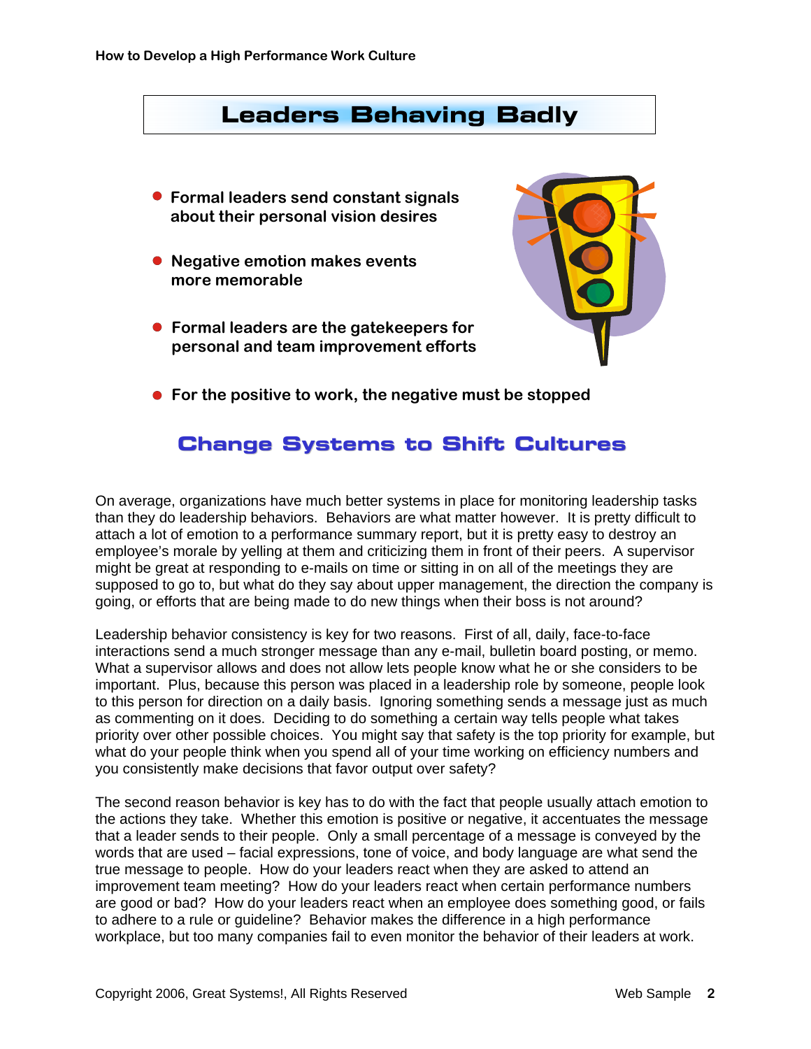## Leaders Behaving Badly

- Formal leaders send constant signals about their personal vision desires
- Negative emotion makes events more memorable
- Formal leaders are the gatekeepers for personal and team improvement efforts
- For the positive to work, the negative must be stopped

## Change Systems to Shift Cultures

On average, organizations have much better systems in place for monitoring leadership tasks than they do leadership behaviors. Behaviors are what matter however. It is pretty difficult to attach a lot of emotion to a performance summary report, but it is pretty easy to destroy an employee's morale by yelling at them and criticizing them in front of their peers. A supervisor might be great at responding to e-mails on time or sitting in on all of the meetings they are supposed to go to, but what do they say about upper management, the direction the company is going, or efforts that are being made to do new things when their boss is not around?

Leadership behavior consistency is key for two reasons. First of all, daily, face-to-face interactions send a much stronger message than any e-mail, bulletin board posting, or memo. What a supervisor allows and does not allow lets people know what he or she considers to be important. Plus, because this person was placed in a leadership role by someone, people look to this person for direction on a daily basis. Ignoring something sends a message just as much as commenting on it does. Deciding to do something a certain way tells people what takes priority over other possible choices. You might say that safety is the top priority for example, but what do your people think when you spend all of your time working on efficiency numbers and you consistently make decisions that favor output over safety?

The second reason behavior is key has to do with the fact that people usually attach emotion to the actions they take. Whether this emotion is positive or negative, it accentuates the message that a leader sends to their people. Only a small percentage of a message is conveyed by the words that are used – facial expressions, tone of voice, and body language are what send the true message to people. How do your leaders react when they are asked to attend an improvement team meeting? How do your leaders react when certain performance numbers are good or bad? How do your leaders react when an employee does something good, or fails to adhere to a rule or guideline? Behavior makes the difference in a high performance workplace, but too many companies fail to even monitor the behavior of their leaders at work.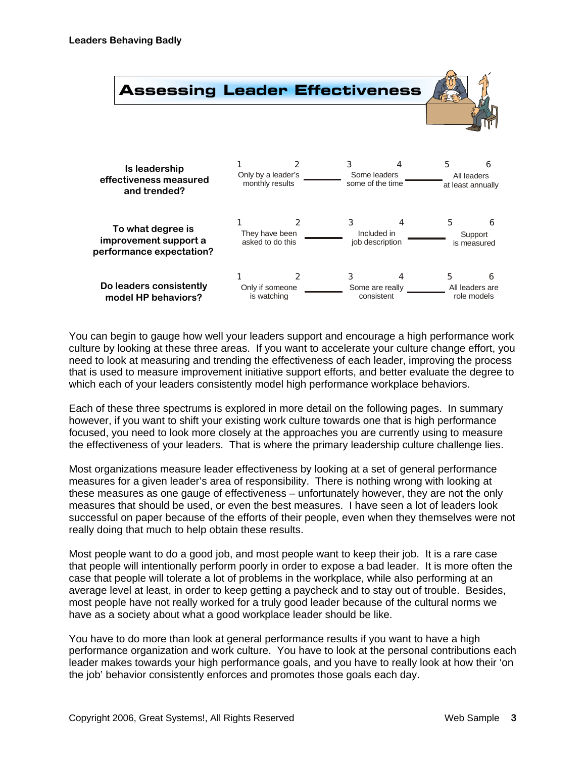## Assessing Leader Effectiveness

| | 1 — 2 | 3 — 4 | 5 — 6 |
|---|---|---|---|
| **Is leadership effectiveness measured and trended?** | Only by a leader's monthly results | Some leaders some of the time | All leaders at least annually |
| **To what degree is improvement support a performance expectation?** | They have been asked to do this | Included in job description | Support is measured |
| **Do leaders consistently model HP behaviors?** | Only if someone is watching | Some are really consistent | All leaders are role models |

You can begin to gauge how well your leaders support and encourage a high performance work culture by looking at these three areas. If you want to accelerate your culture change effort, you need to look at measuring and trending the effectiveness of each leader, improving the process that is used to measure improvement initiative support efforts, and better evaluate the degree to which each of your leaders consistently model high performance workplace behaviors.

Each of these three spectrums is explored in more detail on the following pages. In summary however, if you want to shift your existing work culture towards one that is high performance focused, you need to look more closely at the approaches you are currently using to measure the effectiveness of your leaders. That is where the primary leadership culture challenge lies.

Most organizations measure leader effectiveness by looking at a set of general performance measures for a given leader's area of responsibility. There is nothing wrong with looking at these measures as one gauge of effectiveness – unfortunately however, they are not the only measures that should be used, or even the best measures. I have seen a lot of leaders look successful on paper because of the efforts of their people, even when they themselves were not really doing that much to help obtain these results.

Most people want to do a good job, and most people want to keep their job. It is a rare case that people will intentionally perform poorly in order to expose a bad leader. It is more often the case that people will tolerate a lot of problems in the workplace, while also performing at an average level at least, in order to keep getting a paycheck and to stay out of trouble. Besides, most people have not really worked for a truly good leader because of the cultural norms we have as a society about what a good workplace leader should be like.

You have to do more than look at general performance results if you want to have a high performance organization and work culture. You have to look at the personal contributions each leader makes towards your high performance goals, and you have to really look at how their 'on the job' behavior consistently enforces and promotes those goals each day.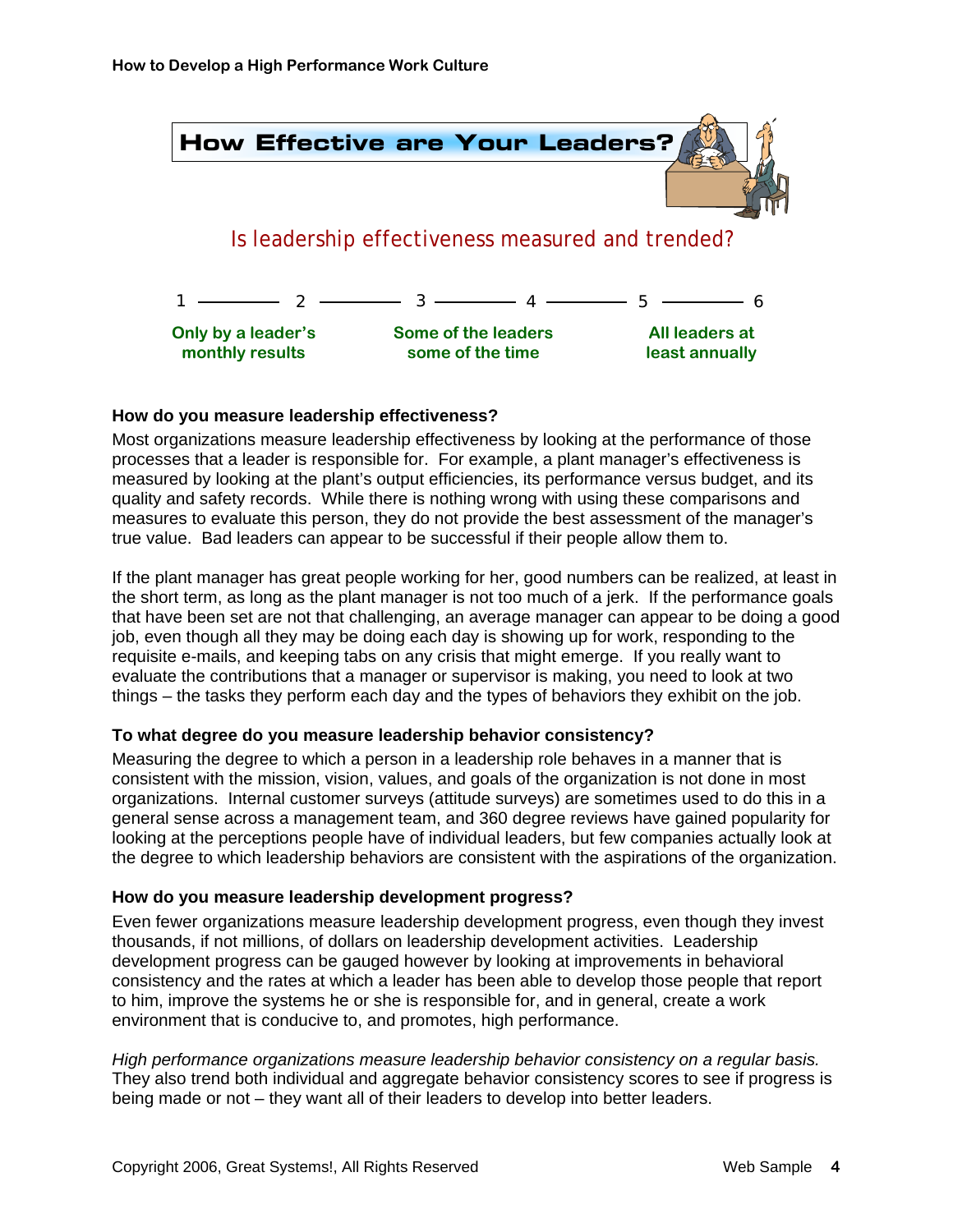## How Effective are Your Leaders?

### Is leadership effectiveness measured and trended?

1 ——— 2 ——— 3 ——— 4 ——— 5 ——— 6

| Only by a leader's monthly results | Some of the leaders some of the time | All leaders at least annually |
|---|---|---|

**How do you measure leadership effectiveness?**

Most organizations measure leadership effectiveness by looking at the performance of those processes that a leader is responsible for. For example, a plant manager's effectiveness is measured by looking at the plant's output efficiencies, its performance versus budget, and its quality and safety records. While there is nothing wrong with using these comparisons and measures to evaluate this person, they do not provide the best assessment of the manager's true value. Bad leaders can appear to be successful if their people allow them to.

If the plant manager has great people working for her, good numbers can be realized, at least in the short term, as long as the plant manager is not too much of a jerk. If the performance goals that have been set are not that challenging, an average manager can appear to be doing a good job, even though all they may be doing each day is showing up for work, responding to the requisite e-mails, and keeping tabs on any crisis that might emerge. If you really want to evaluate the contributions that a manager or supervisor is making, you need to look at two things – the tasks they perform each day and the types of behaviors they exhibit on the job.

**To what degree do you measure leadership behavior consistency?**

Measuring the degree to which a person in a leadership role behaves in a manner that is consistent with the mission, vision, values, and goals of the organization is not done in most organizations. Internal customer surveys (attitude surveys) are sometimes used to do this in a general sense across a management team, and 360 degree reviews have gained popularity for looking at the perceptions people have of individual leaders, but few companies actually look at the degree to which leadership behaviors are consistent with the aspirations of the organization.

**How do you measure leadership development progress?**

Even fewer organizations measure leadership development progress, even though they invest thousands, if not millions, of dollars on leadership development activities. Leadership development progress can be gauged however by looking at improvements in behavioral consistency and the rates at which a leader has been able to develop those people that report to him, improve the systems he or she is responsible for, and in general, create a work environment that is conducive to, and promotes, high performance.

*High performance organizations measure leadership behavior consistency on a regular basis.* They also trend both individual and aggregate behavior consistency scores to see if progress is being made or not – they want all of their leaders to develop into better leaders.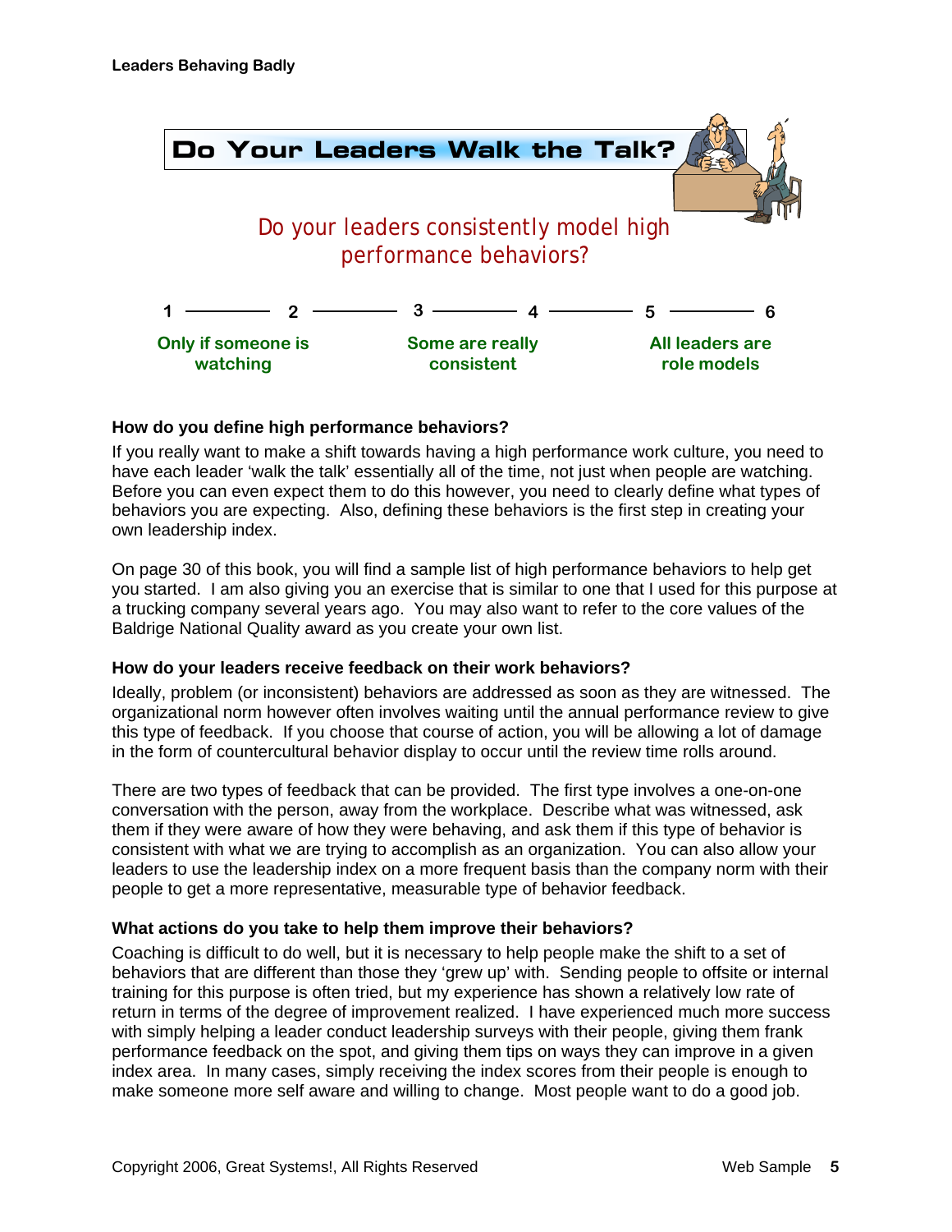## Do Your Leaders Walk the Talk?

Do your leaders consistently model high performance behaviors?

| 1 | 2 | 3 | 4 | 5 | 6 |
|---|---|---|---|---|---|
| Only if someone is watching | | Some are really consistent | | All leaders are role models | |

**How do you define high performance behaviors?**

If you really want to make a shift towards having a high performance work culture, you need to have each leader 'walk the talk' essentially all of the time, not just when people are watching. Before you can even expect them to do this however, you need to clearly define what types of behaviors you are expecting. Also, defining these behaviors is the first step in creating your own leadership index.

On page 30 of this book, you will find a sample list of high performance behaviors to help get you started. I am also giving you an exercise that is similar to one that I used for this purpose at a trucking company several years ago. You may also want to refer to the core values of the Baldrige National Quality award as you create your own list.

**How do your leaders receive feedback on their work behaviors?**

Ideally, problem (or inconsistent) behaviors are addressed as soon as they are witnessed. The organizational norm however often involves waiting until the annual performance review to give this type of feedback. If you choose that course of action, you will be allowing a lot of damage in the form of countercultural behavior display to occur until the review time rolls around.

There are two types of feedback that can be provided. The first type involves a one-on-one conversation with the person, away from the workplace. Describe what was witnessed, ask them if they were aware of how they were behaving, and ask them if this type of behavior is consistent with what we are trying to accomplish as an organization. You can also allow your leaders to use the leadership index on a more frequent basis than the company norm with their people to get a more representative, measurable type of behavior feedback.

**What actions do you take to help them improve their behaviors?**

Coaching is difficult to do well, but it is necessary to help people make the shift to a set of behaviors that are different than those they 'grew up' with. Sending people to offsite or internal training for this purpose is often tried, but my experience has shown a relatively low rate of return in terms of the degree of improvement realized. I have experienced much more success with simply helping a leader conduct leadership surveys with their people, giving them frank performance feedback on the spot, and giving them tips on ways they can improve in a given index area. In many cases, simply receiving the index scores from their people is enough to make someone more self aware and willing to change. Most people want to do a good job.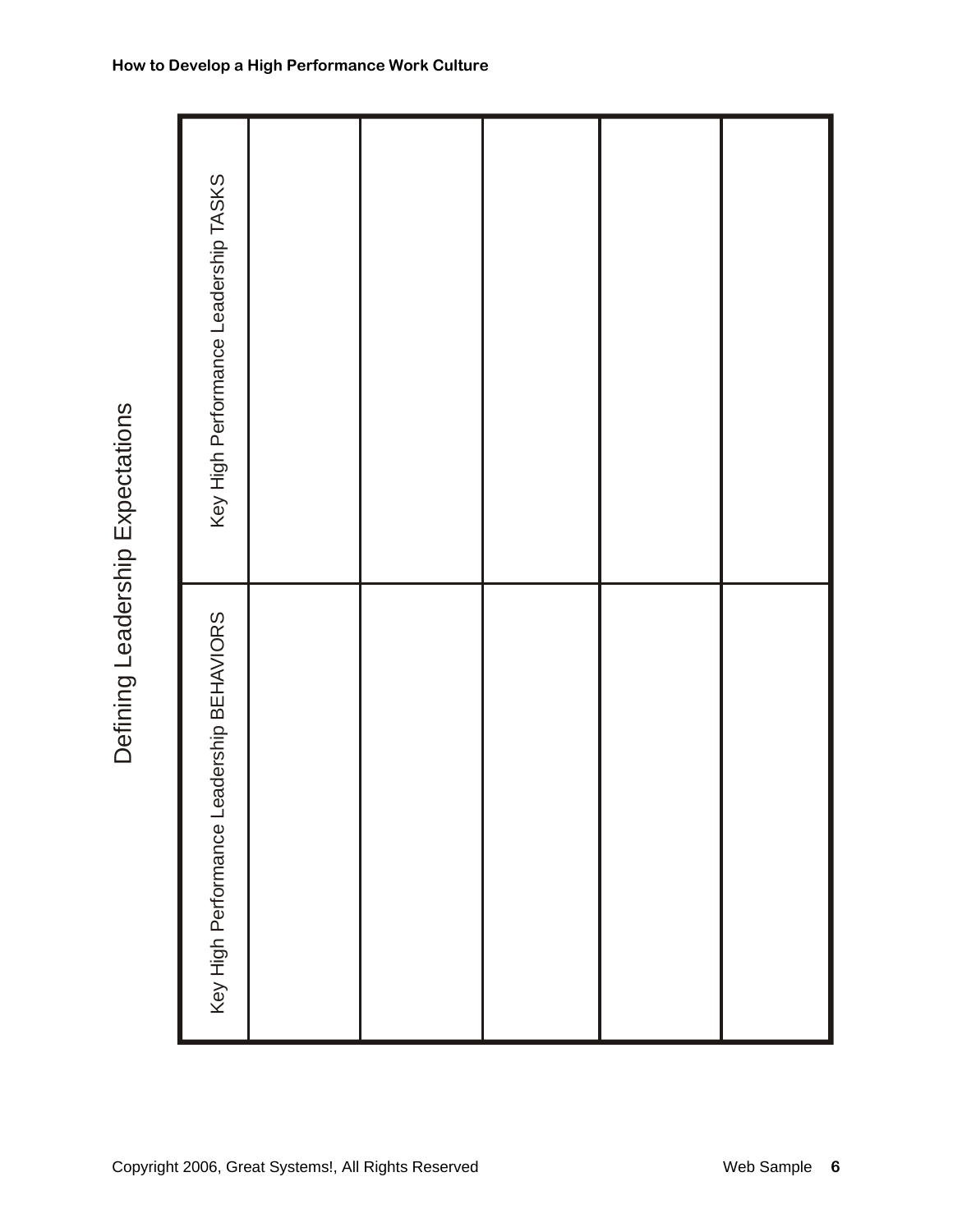# Defining Leadership Expectations

| Key High Performance Leadership BEHAVIORS | Key High Performance Leadership TASKS |
|---|---|
| | |
| | |
| | |
| | |
| | |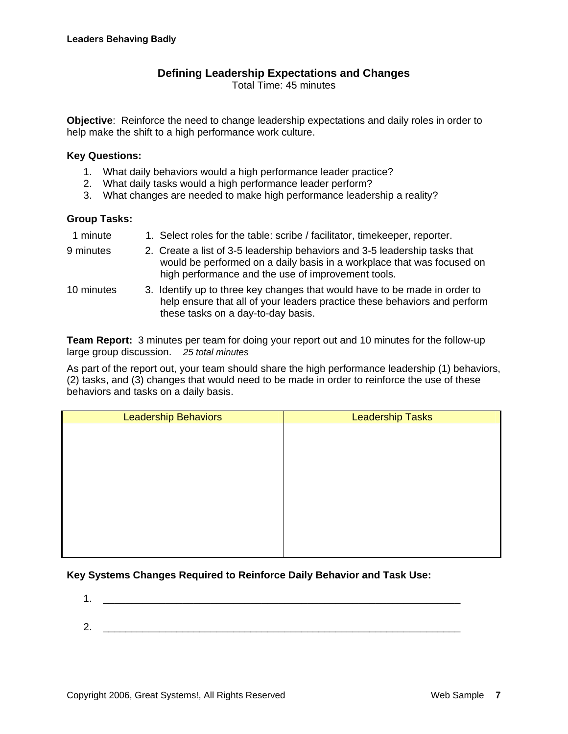## Defining Leadership Expectations and Changes

Total Time: 45 minutes

**Objective**: Reinforce the need to change leadership expectations and daily roles in order to help make the shift to a high performance work culture.

**Key Questions:**

1. What daily behaviors would a high performance leader practice?
2. What daily tasks would a high performance leader perform?
3. What changes are needed to make high performance leadership a reality?

**Group Tasks:**

| | |
|---|---|
| 1 minute | 1. Select roles for the table: scribe / facilitator, timekeeper, reporter. |
| 9 minutes | 2. Create a list of 3-5 leadership behaviors and 3-5 leadership tasks that would be performed on a daily basis in a workplace that was focused on high performance and the use of improvement tools. |
| 10 minutes | 3. Identify up to three key changes that would have to be made in order to help ensure that all of your leaders practice these behaviors and perform these tasks on a day-to-day basis. |

**Team Report:** 3 minutes per team for doing your report out and 10 minutes for the follow-up large group discussion. *25 total minutes*

As part of the report out, your team should share the high performance leadership (1) behaviors, (2) tasks, and (3) changes that would need to be made in order to reinforce the use of these behaviors and tasks on a daily basis.

| Leadership Behaviors | Leadership Tasks |
|---|---|
| | |

**Key Systems Changes Required to Reinforce Daily Behavior and Task Use:**

1. ________________________________________________________________

2. ________________________________________________________________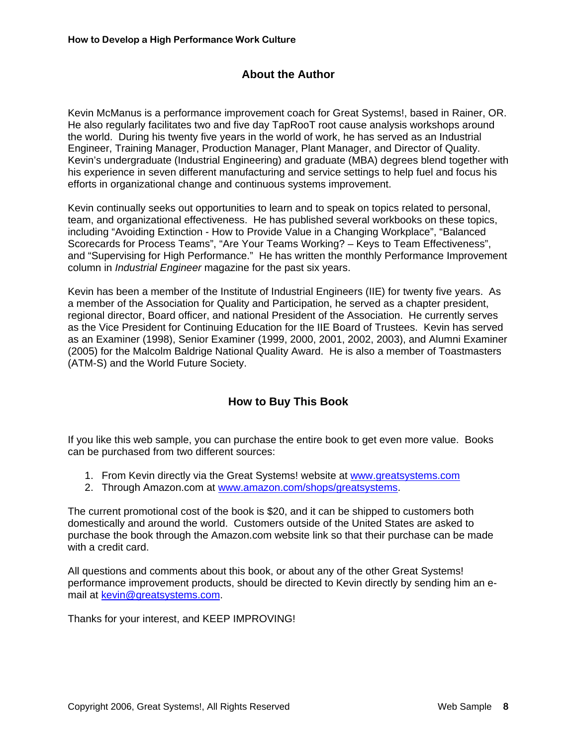## About the Author

Kevin McManus is a performance improvement coach for Great Systems!, based in Rainer, OR. He also regularly facilitates two and five day TapRooT root cause analysis workshops around the world. During his twenty five years in the world of work, he has served as an Industrial Engineer, Training Manager, Production Manager, Plant Manager, and Director of Quality. Kevin's undergraduate (Industrial Engineering) and graduate (MBA) degrees blend together with his experience in seven different manufacturing and service settings to help fuel and focus his efforts in organizational change and continuous systems improvement.

Kevin continually seeks out opportunities to learn and to speak on topics related to personal, team, and organizational effectiveness. He has published several workbooks on these topics, including "Avoiding Extinction - How to Provide Value in a Changing Workplace", "Balanced Scorecards for Process Teams", "Are Your Teams Working? – Keys to Team Effectiveness", and "Supervising for High Performance." He has written the monthly Performance Improvement column in *Industrial Engineer* magazine for the past six years.

Kevin has been a member of the Institute of Industrial Engineers (IIE) for twenty five years. As a member of the Association for Quality and Participation, he served as a chapter president, regional director, Board officer, and national President of the Association. He currently serves as the Vice President for Continuing Education for the IIE Board of Trustees. Kevin has served as an Examiner (1998), Senior Examiner (1999, 2000, 2001, 2002, 2003), and Alumni Examiner (2005) for the Malcolm Baldrige National Quality Award. He is also a member of Toastmasters (ATM-S) and the World Future Society.

## How to Buy This Book

If you like this web sample, you can purchase the entire book to get even more value. Books can be purchased from two different sources:

1. From Kevin directly via the Great Systems! website at www.greatsystems.com
2. Through Amazon.com at www.amazon.com/shops/greatsystems.

The current promotional cost of the book is $20, and it can be shipped to customers both domestically and around the world. Customers outside of the United States are asked to purchase the book through the Amazon.com website link so that their purchase can be made with a credit card.

All questions and comments about this book, or about any of the other Great Systems! performance improvement products, should be directed to Kevin directly by sending him an e-mail at kevin@greatsystems.com.

Thanks for your interest, and KEEP IMPROVING!